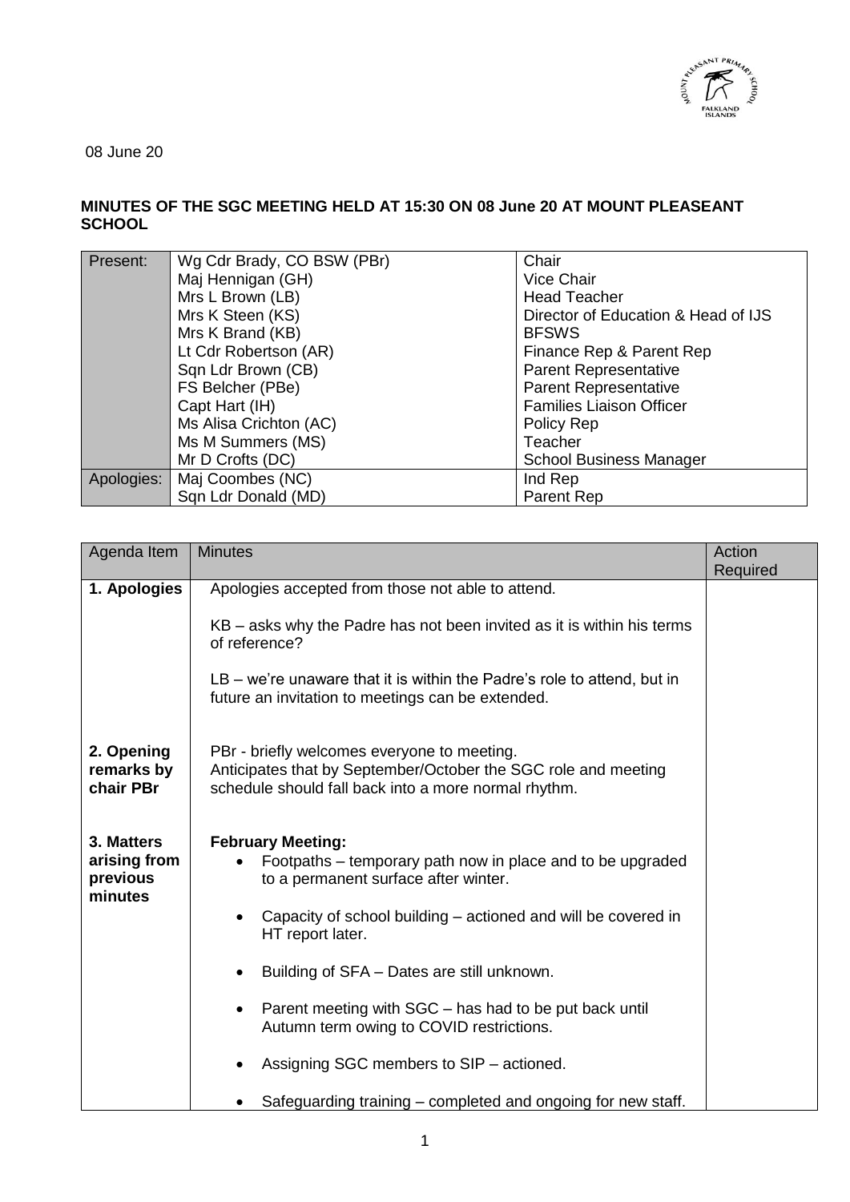08 June 20

**MINUTES OF THE SGC MEETING HELD AT 15:30 ON 08 June 20 AT MOUNT PLEASEANT SCHOOL**

| Present: | Wg Cdr Brady, CO BSW (PBr) | Chair |
|---|---|---|
| | Maj Hennigan (GH) | Vice Chair |
| | Mrs L Brown (LB) | Head Teacher |
| | Mrs K Steen (KS) | Director of Education & Head of IJS |
| | Mrs K Brand (KB) | BFSWS |
| | Lt Cdr Robertson (AR) | Finance Rep & Parent Rep |
| | Sqn Ldr Brown (CB) | Parent Representative |
| | FS Belcher (PBe) | Parent Representative |
| | Capt Hart (IH) | Families Liaison Officer |
| | Ms Alisa Crichton (AC) | Policy Rep |
| | Ms M Summers (MS) | Teacher |
| | Mr D Crofts (DC) | School Business Manager |
| Apologies: | Maj Coombes (NC) | Ind Rep |
| | Sqn Ldr Donald (MD) | Parent Rep |

| Agenda Item | Minutes | Action Required |
|---|---|---|
| **1. Apologies** | Apologies accepted from those not able to attend.<br><br>KB – asks why the Padre has not been invited as it is within his terms of reference?<br><br>LB – we're unaware that it is within the Padre's role to attend, but in future an invitation to meetings can be extended. | |
| **2. Opening remarks by chair PBr** | PBr - briefly welcomes everyone to meeting.<br>Anticipates that by September/October the SGC role and meeting schedule should fall back into a more normal rhythm. | |
| **3. Matters arising from previous minutes** | **February Meeting:**<br>• Footpaths – temporary path now in place and to be upgraded to a permanent surface after winter.<br>• Capacity of school building – actioned and will be covered in HT report later.<br>• Building of SFA – Dates are still unknown.<br>• Parent meeting with SGC – has had to be put back until Autumn term owing to COVID restrictions.<br>• Assigning SGC members to SIP – actioned.<br>• Safeguarding training – completed and ongoing for new staff. | |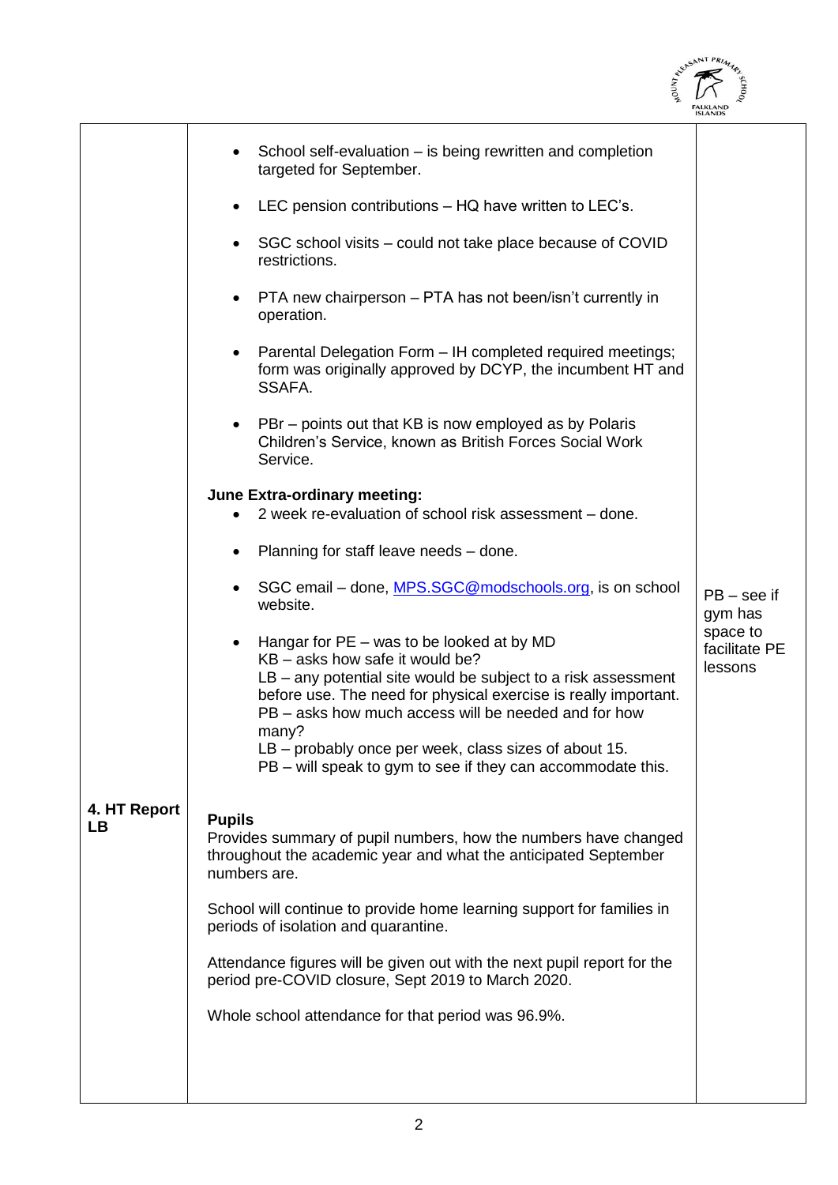| | | |
|---|---|---|
| | • School self-evaluation – is being rewritten and completion targeted for September.<br><br>• LEC pension contributions – HQ have written to LEC's.<br><br>• SGC school visits – could not take place because of COVID restrictions.<br><br>• PTA new chairperson – PTA has not been/isn't currently in operation.<br><br>• Parental Delegation Form – IH completed required meetings; form was originally approved by DCYP, the incumbent HT and SSAFA.<br><br>• PBr – points out that KB is now employed as by Polaris Children's Service, known as British Forces Social Work Service.<br><br>**June Extra-ordinary meeting:**<br>• 2 week re-evaluation of school risk assessment – done.<br><br>• Planning for staff leave needs – done.<br><br>• SGC email – done, MPS.SGC@modschools.org, is on school website.<br><br>• Hangar for PE – was to be looked at by MD<br>KB – asks how safe it would be?<br>LB – any potential site would be subject to a risk assessment before use. The need for physical exercise is really important.<br>PB – asks how much access will be needed and for how many?<br>LB – probably once per week, class sizes of about 15.<br>PB – will speak to gym to see if they can accommodate this. | PB – see if gym has space to facilitate PE lessons |
| **4. HT Report LB** | **Pupils**<br>Provides summary of pupil numbers, how the numbers have changed throughout the academic year and what the anticipated September numbers are.<br><br>School will continue to provide home learning support for families in periods of isolation and quarantine.<br><br>Attendance figures will be given out with the next pupil report for the period pre-COVID closure, Sept 2019 to March 2020.<br><br>Whole school attendance for that period was 96.9%. | |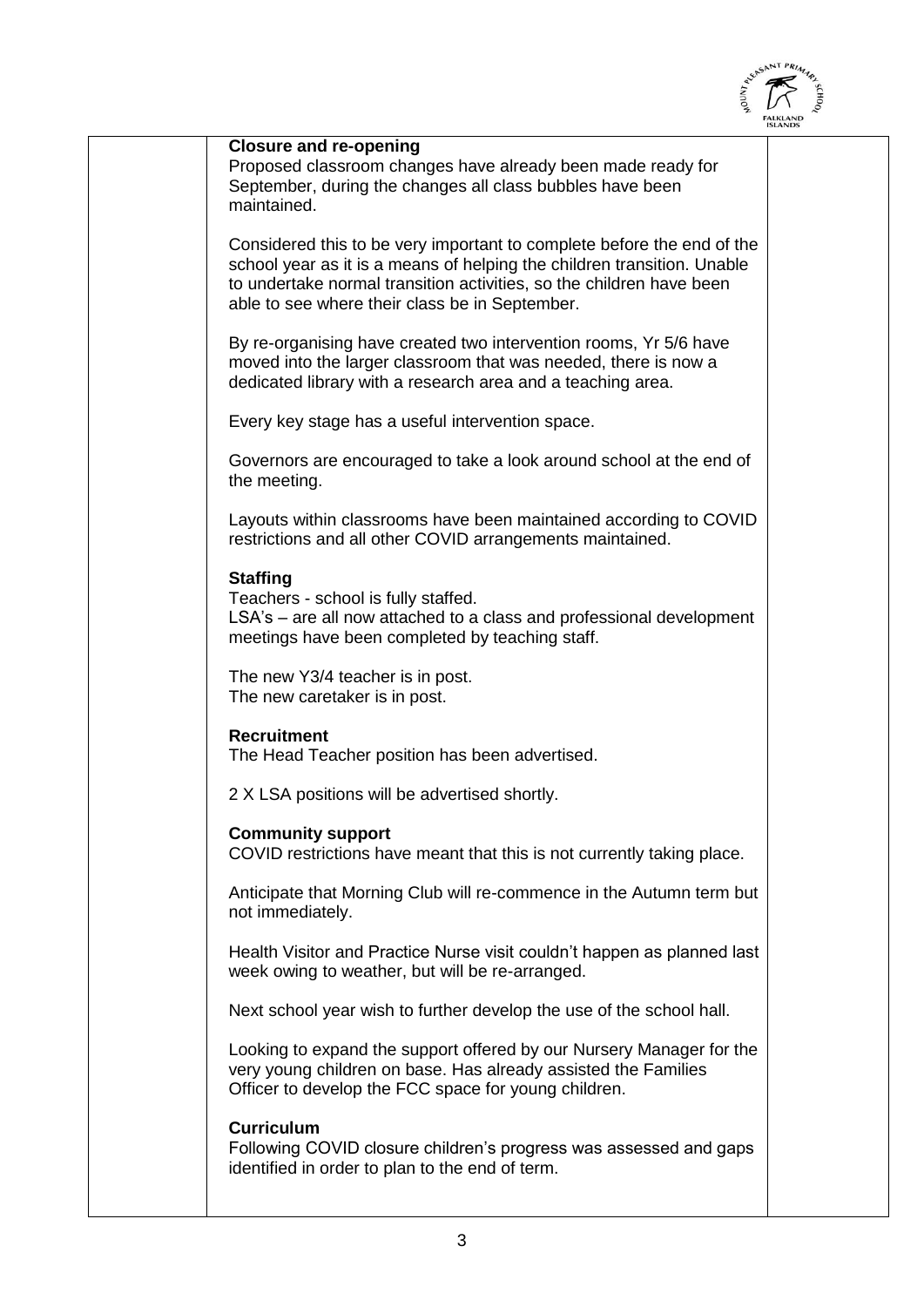**Closure and re-opening**

Proposed classroom changes have already been made ready for September, during the changes all class bubbles have been maintained.

Considered this to be very important to complete before the end of the school year as it is a means of helping the children transition. Unable to undertake normal transition activities, so the children have been able to see where their class be in September.

By re-organising have created two intervention rooms, Yr 5/6 have moved into the larger classroom that was needed, there is now a dedicated library with a research area and a teaching area.

Every key stage has a useful intervention space.

Governors are encouraged to take a look around school at the end of the meeting.

Layouts within classrooms have been maintained according to COVID restrictions and all other COVID arrangements maintained.

**Staffing**

Teachers - school is fully staffed.
LSA's – are all now attached to a class and professional development meetings have been completed by teaching staff.

The new Y3/4 teacher is in post.
The new caretaker is in post.

**Recruitment**

The Head Teacher position has been advertised.

2 X LSA positions will be advertised shortly.

**Community support**

COVID restrictions have meant that this is not currently taking place.

Anticipate that Morning Club will re-commence in the Autumn term but not immediately.

Health Visitor and Practice Nurse visit couldn't happen as planned last week owing to weather, but will be re-arranged.

Next school year wish to further develop the use of the school hall.

Looking to expand the support offered by our Nursery Manager for the very young children on base. Has already assisted the Families Officer to develop the FCC space for young children.

**Curriculum**

Following COVID closure children's progress was assessed and gaps identified in order to plan to the end of term.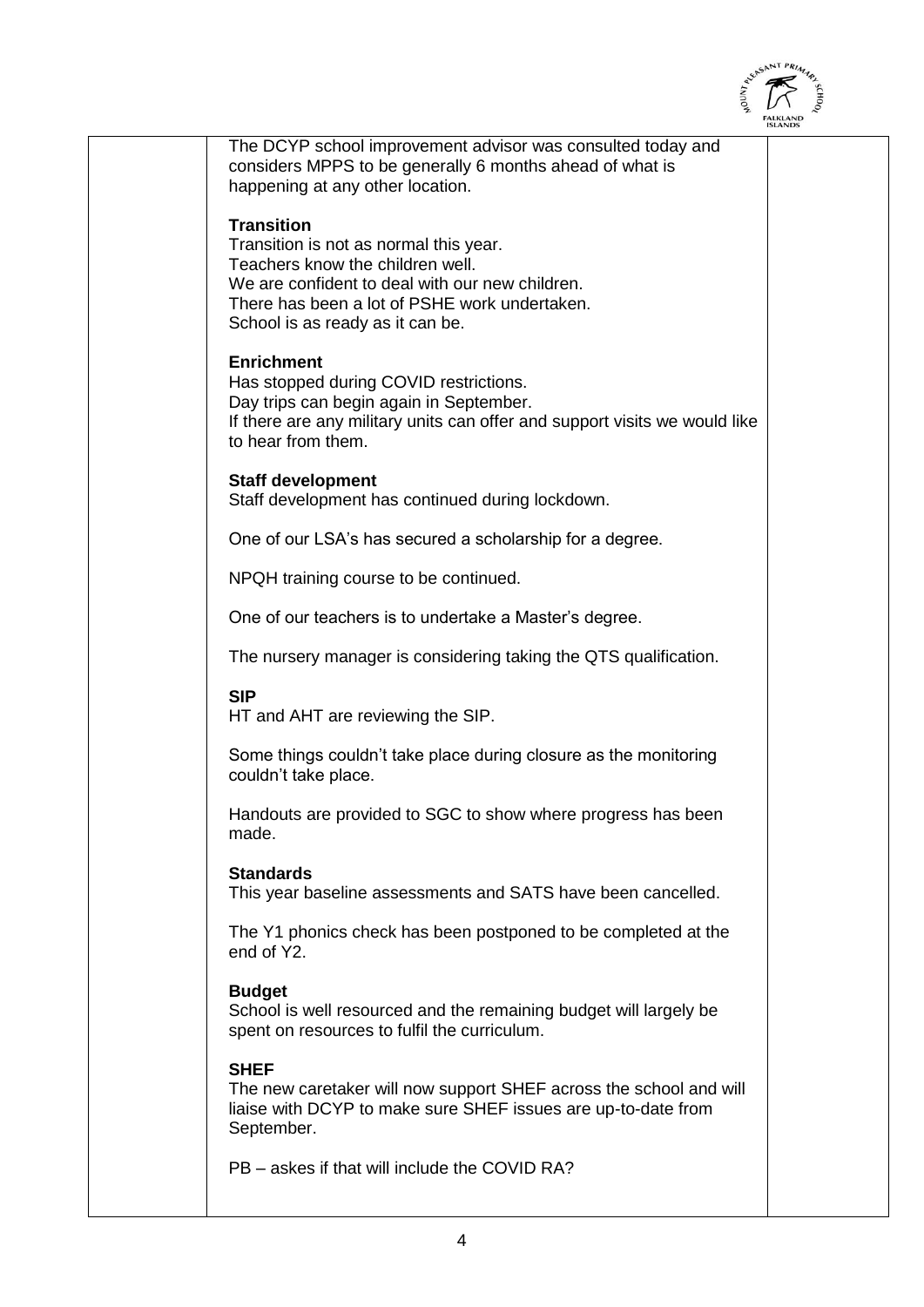The DCYP school improvement advisor was consulted today and considers MPPS to be generally 6 months ahead of what is happening at any other location.

**Transition**
Transition is not as normal this year.
Teachers know the children well.
We are confident to deal with our new children.
There has been a lot of PSHE work undertaken.
School is as ready as it can be.

**Enrichment**
Has stopped during COVID restrictions.
Day trips can begin again in September.
If there are any military units can offer and support visits we would like to hear from them.

**Staff development**
Staff development has continued during lockdown.

One of our LSA's has secured a scholarship for a degree.

NPQH training course to be continued.

One of our teachers is to undertake a Master's degree.

The nursery manager is considering taking the QTS qualification.

**SIP**
HT and AHT are reviewing the SIP.

Some things couldn't take place during closure as the monitoring couldn't take place.

Handouts are provided to SGC to show where progress has been made.

**Standards**
This year baseline assessments and SATS have been cancelled.

The Y1 phonics check has been postponed to be completed at the end of Y2.

**Budget**
School is well resourced and the remaining budget will largely be spent on resources to fulfil the curriculum.

**SHEF**
The new caretaker will now support SHEF across the school and will liaise with DCYP to make sure SHEF issues are up-to-date from September.

PB – askes if that will include the COVID RA?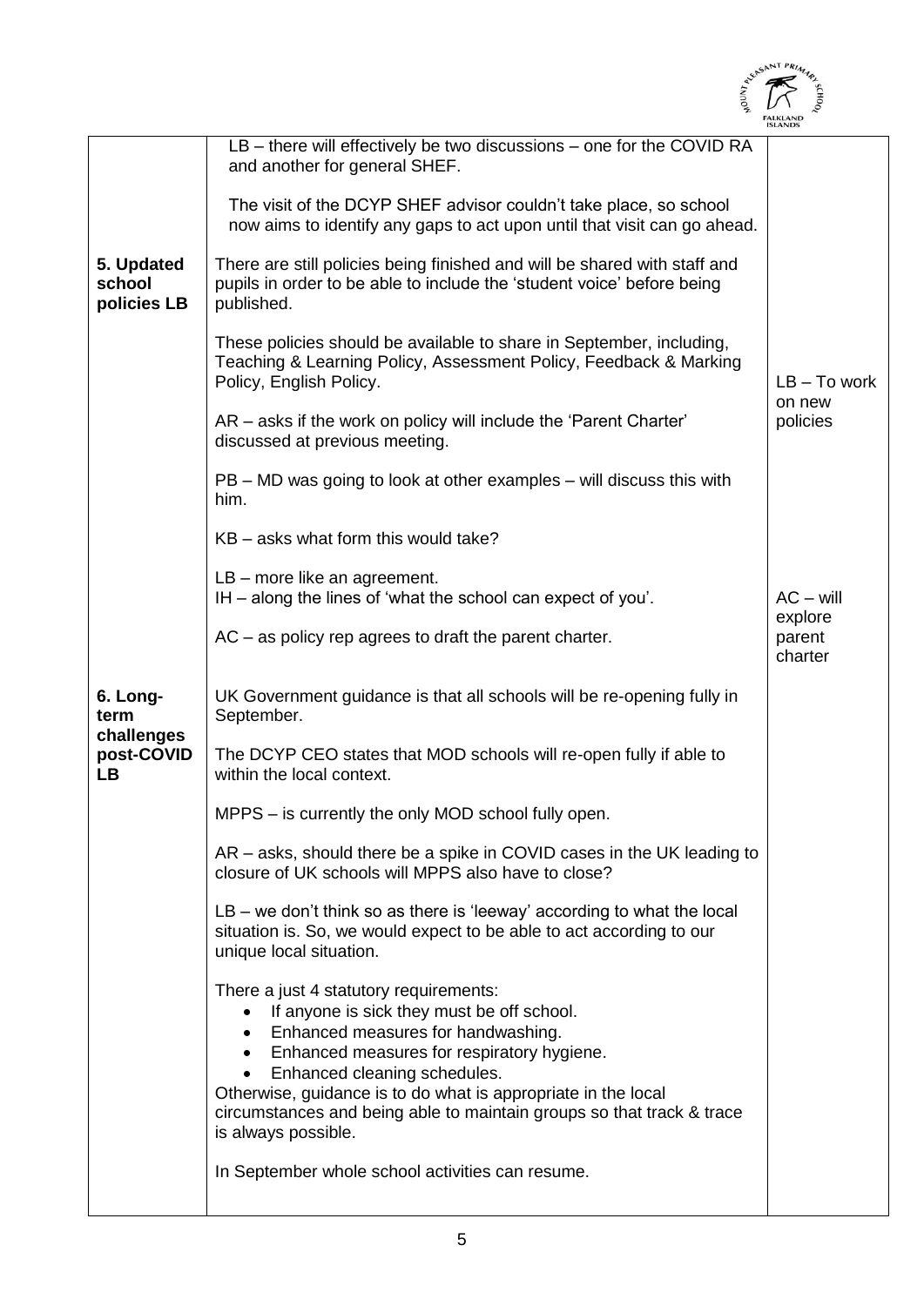| | | |
|---|---|---|
| | LB – there will effectively be two discussions – one for the COVID RA and another for general SHEF.<br><br>The visit of the DCYP SHEF advisor couldn't take place, so school now aims to identify any gaps to act upon until that visit can go ahead. | |
| **5. Updated school policies LB** | There are still policies being finished and will be shared with staff and pupils in order to be able to include the 'student voice' before being published.<br><br>These policies should be available to share in September, including, Teaching & Learning Policy, Assessment Policy, Feedback & Marking Policy, English Policy.<br><br>AR – asks if the work on policy will include the 'Parent Charter' discussed at previous meeting.<br><br>PB – MD was going to look at other examples – will discuss this with him.<br><br>KB – asks what form this would take?<br><br>LB – more like an agreement.<br>IH – along the lines of 'what the school can expect of you'.<br><br>AC – as policy rep agrees to draft the parent charter. | LB – To work on new policies<br><br>AC – will explore parent charter |
| **6. Long-term challenges post-COVID LB** | UK Government guidance is that all schools will be re-opening fully in September.<br><br>The DCYP CEO states that MOD schools will re-open fully if able to within the local context.<br><br>MPPS – is currently the only MOD school fully open.<br><br>AR – asks, should there be a spike in COVID cases in the UK leading to closure of UK schools will MPPS also have to close?<br><br>LB – we don't think so as there is 'leeway' according to what the local situation is. So, we would expect to be able to act according to our unique local situation.<br><br>There a just 4 statutory requirements:<br>• If anyone is sick they must be off school.<br>• Enhanced measures for handwashing.<br>• Enhanced measures for respiratory hygiene.<br>• Enhanced cleaning schedules.<br>Otherwise, guidance is to do what is appropriate in the local circumstances and being able to maintain groups so that track & trace is always possible.<br><br>In September whole school activities can resume. | |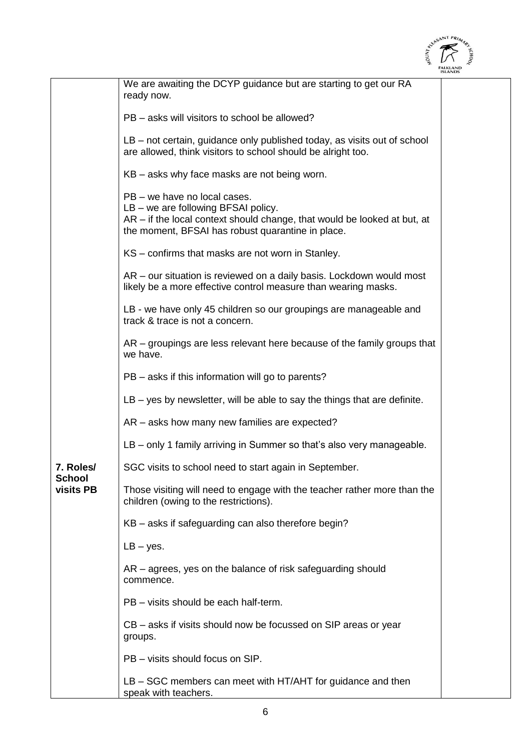| | | |
|---|---|---|
| | We are awaiting the DCYP guidance but are starting to get our RA ready now.<br><br>PB – asks will visitors to school be allowed?<br><br>LB – not certain, guidance only published today, as visits out of school are allowed, think visitors to school should be alright too.<br><br>KB – asks why face masks are not being worn.<br><br>PB – we have no local cases.<br>LB – we are following BFSAI policy.<br>AR – if the local context should change, that would be looked at but, at the moment, BFSAI has robust quarantine in place.<br><br>KS – confirms that masks are not worn in Stanley.<br><br>AR – our situation is reviewed on a daily basis. Lockdown would most likely be a more effective control measure than wearing masks.<br><br>LB - we have only 45 children so our groupings are manageable and track & trace is not a concern.<br><br>AR – groupings are less relevant here because of the family groups that we have.<br><br>PB – asks if this information will go to parents?<br><br>LB – yes by newsletter, will be able to say the things that are definite.<br><br>AR – asks how many new families are expected?<br><br>LB – only 1 family arriving in Summer so that's also very manageable. | |
| **7. Roles/ School visits PB** | SGC visits to school need to start again in September.<br><br>Those visiting will need to engage with the teacher rather more than the children (owing to the restrictions).<br><br>KB – asks if safeguarding can also therefore begin?<br><br>LB – yes.<br><br>AR – agrees, yes on the balance of risk safeguarding should commence.<br><br>PB – visits should be each half-term.<br><br>CB – asks if visits should now be focussed on SIP areas or year groups.<br><br>PB – visits should focus on SIP.<br><br>LB – SGC members can meet with HT/AHT for guidance and then speak with teachers. | |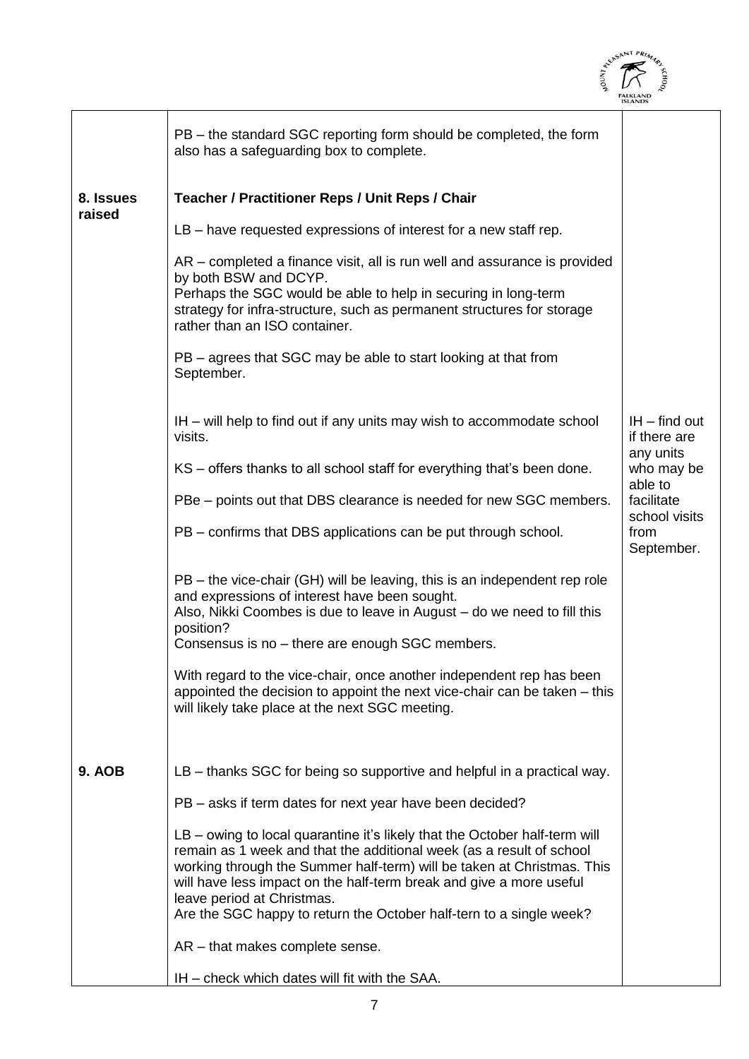| | | |
|---|---|---|
| | PB – the standard SGC reporting form should be completed, the form also has a safeguarding box to complete. | |
| **8. Issues raised** | **Teacher / Practitioner Reps / Unit Reps / Chair**<br><br>LB – have requested expressions of interest for a new staff rep.<br><br>AR – completed a finance visit, all is run well and assurance is provided by both BSW and DCYP.<br>Perhaps the SGC would be able to help in securing in long-term strategy for infra-structure, such as permanent structures for storage rather than an ISO container.<br><br>PB – agrees that SGC may be able to start looking at that from September.<br><br>IH – will help to find out if any units may wish to accommodate school visits.<br><br>KS – offers thanks to all school staff for everything that's been done.<br><br>PBe – points out that DBS clearance is needed for new SGC members.<br><br>PB – confirms that DBS applications can be put through school.<br><br>PB – the vice-chair (GH) will be leaving, this is an independent rep role and expressions of interest have been sought.<br>Also, Nikki Coombes is due to leave in August – do we need to fill this position?<br>Consensus is no – there are enough SGC members.<br><br>With regard to the vice-chair, once another independent rep has been appointed the decision to appoint the next vice-chair can be taken – this will likely take place at the next SGC meeting. | IH – find out if there are any units who may be able to facilitate school visits from September. |
| **9. AOB** | LB – thanks SGC for being so supportive and helpful in a practical way.<br><br>PB – asks if term dates for next year have been decided?<br><br>LB – owing to local quarantine it's likely that the October half-term will remain as 1 week and that the additional week (as a result of school working through the Summer half-term) will be taken at Christmas. This will have less impact on the half-term break and give a more useful leave period at Christmas.<br>Are the SGC happy to return the October half-tern to a single week?<br><br>AR – that makes complete sense.<br><br>IH – check which dates will fit with the SAA. | |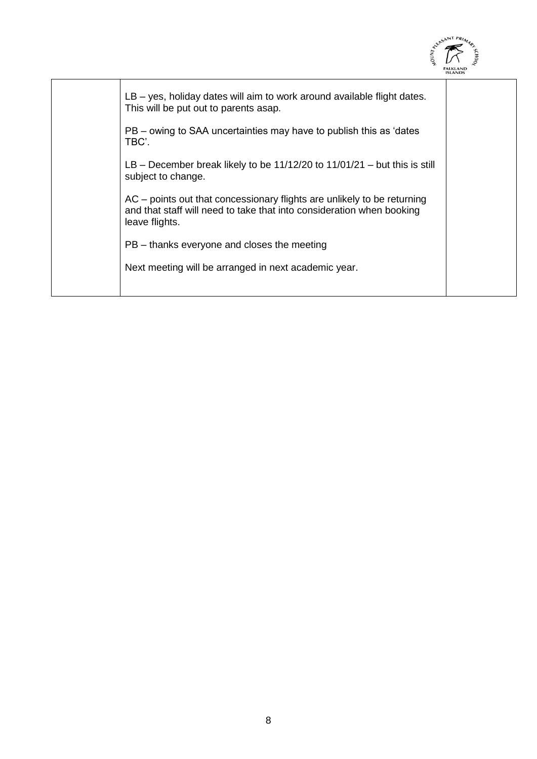| | | |
|---|---|---|
| | LB – yes, holiday dates will aim to work around available flight dates. This will be put out to parents asap.<br><br>PB – owing to SAA uncertainties may have to publish this as 'dates TBC'.<br><br>LB – December break likely to be 11/12/20 to 11/01/21 – but this is still subject to change.<br><br>AC – points out that concessionary flights are unlikely to be returning and that staff will need to take that into consideration when booking leave flights.<br><br>PB – thanks everyone and closes the meeting<br><br>Next meeting will be arranged in next academic year. | |